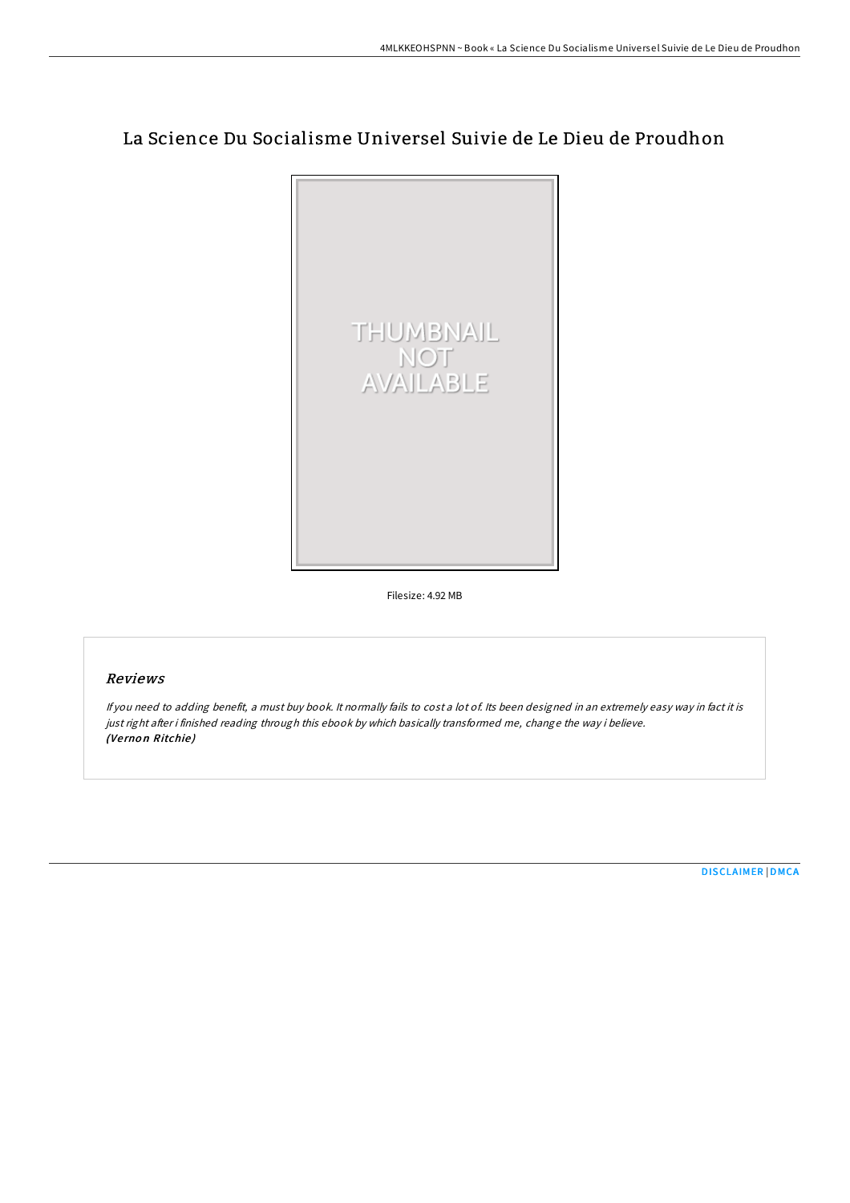# La Science Du Socialisme Universel Suivie de Le Dieu de Proudhon

THUMBNAIL NOT AVAILABLE

Filesize: 4.92 MB

## Reviews

*If you need to adding benefit, a must buy book. It normally fails to cost a lot of. Its been designed in an extremely easy way in fact it is just right after i finished reading through this ebook by which basically transformed me, change the way i believe.*
***(Vernon Ritchie)***

DISCLAIMER | DMCA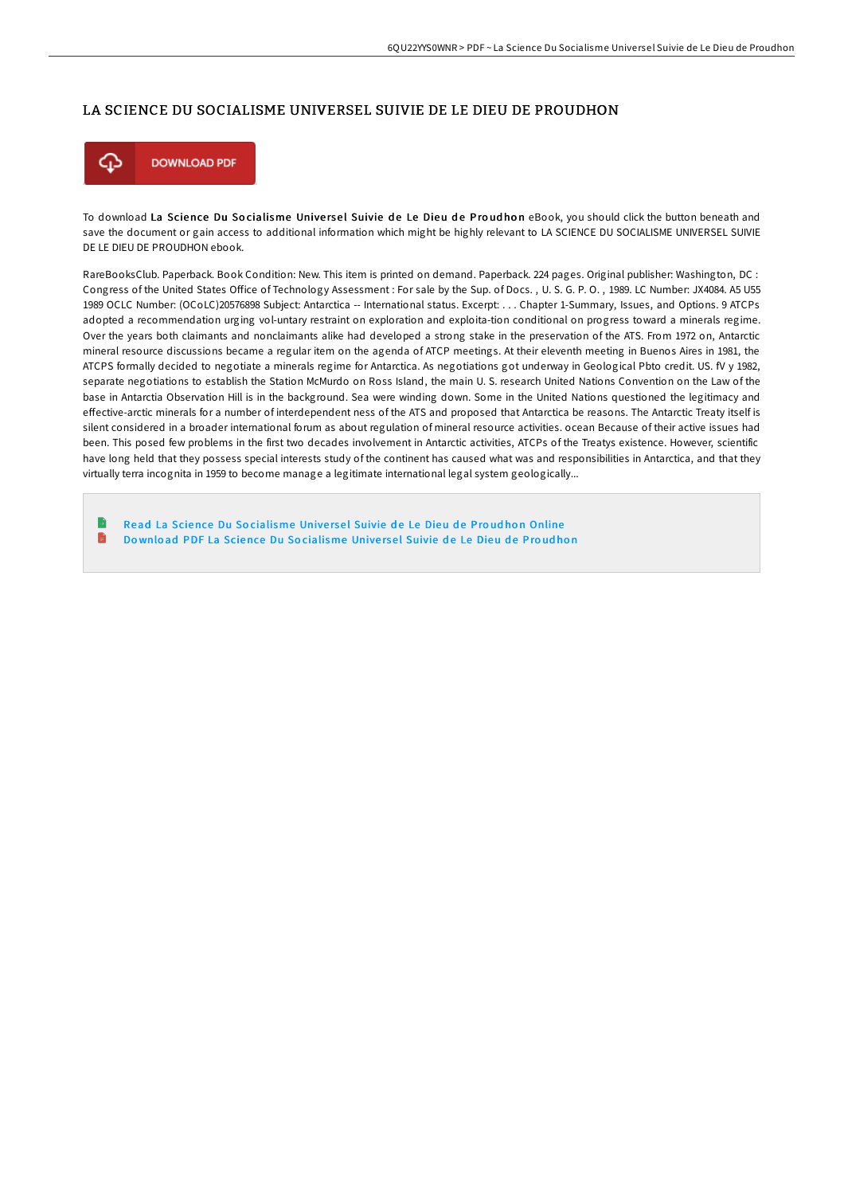## LA SCIENCE DU SOCIALISME UNIVERSEL SUIVIE DE LE DIEU DE PROUDHON

DOWNLOAD PDF

To download **La Science Du Socialisme Universel Suivie de Le Dieu de Proudhon** eBook, you should click the button beneath and save the document or gain access to additional information which might be highly relevant to LA SCIENCE DU SOCIALISME UNIVERSEL SUIVIE DE LE DIEU DE PROUDHON ebook.

RareBooksClub. Paperback. Book Condition: New. This item is printed on demand. Paperback. 224 pages. Original publisher: Washington, DC : Congress of the United States Office of Technology Assessment : For sale by the Sup. of Docs. , U. S. G. P. O. , 1989. LC Number: JX4084. A5 U55 1989 OCLC Number: (OCoLC)20576898 Subject: Antarctica -- International status. Excerpt: . . . Chapter 1-Summary, Issues, and Options. 9 ATCPs adopted a recommendation urging vol-untary restraint on exploration and exploita-tion conditional on progress toward a minerals regime. Over the years both claimants and nonclaimants alike had developed a strong stake in the preservation of the ATS. From 1972 on, Antarctic mineral resource discussions became a regular item on the agenda of ATCP meetings. At their eleventh meeting in Buenos Aires in 1981, the ATCPS formally decided to negotiate a minerals regime for Antarctica. As negotiations got underway in Geological Pbto credit. US. fV y 1982, separate negotiations to establish the Station McMurdo on Ross Island, the main U. S. research United Nations Convention on the Law of the base in Antarctia Observation Hill is in the background. Sea were winding down. Some in the United Nations questioned the legitimacy and effective-arctic minerals for a number of interdependent ness of the ATS and proposed that Antarctica be reasons. The Antarctic Treaty itself is silent considered in a broader international forum as about regulation of mineral resource activities. ocean Because of their active issues had been. This posed few problems in the first two decades involvement in Antarctic activities, ATCPs of the Treatys existence. However, scientific have long held that they possess special interests study of the continent has caused what was and responsibilities in Antarctica, and that they virtually terra incognita in 1959 to become manage a legitimate international legal system geologically...

- Read La Science Du Socialisme Universel Suivie de Le Dieu de Proudhon Online
- Download PDF La Science Du Socialisme Universel Suivie de Le Dieu de Proudhon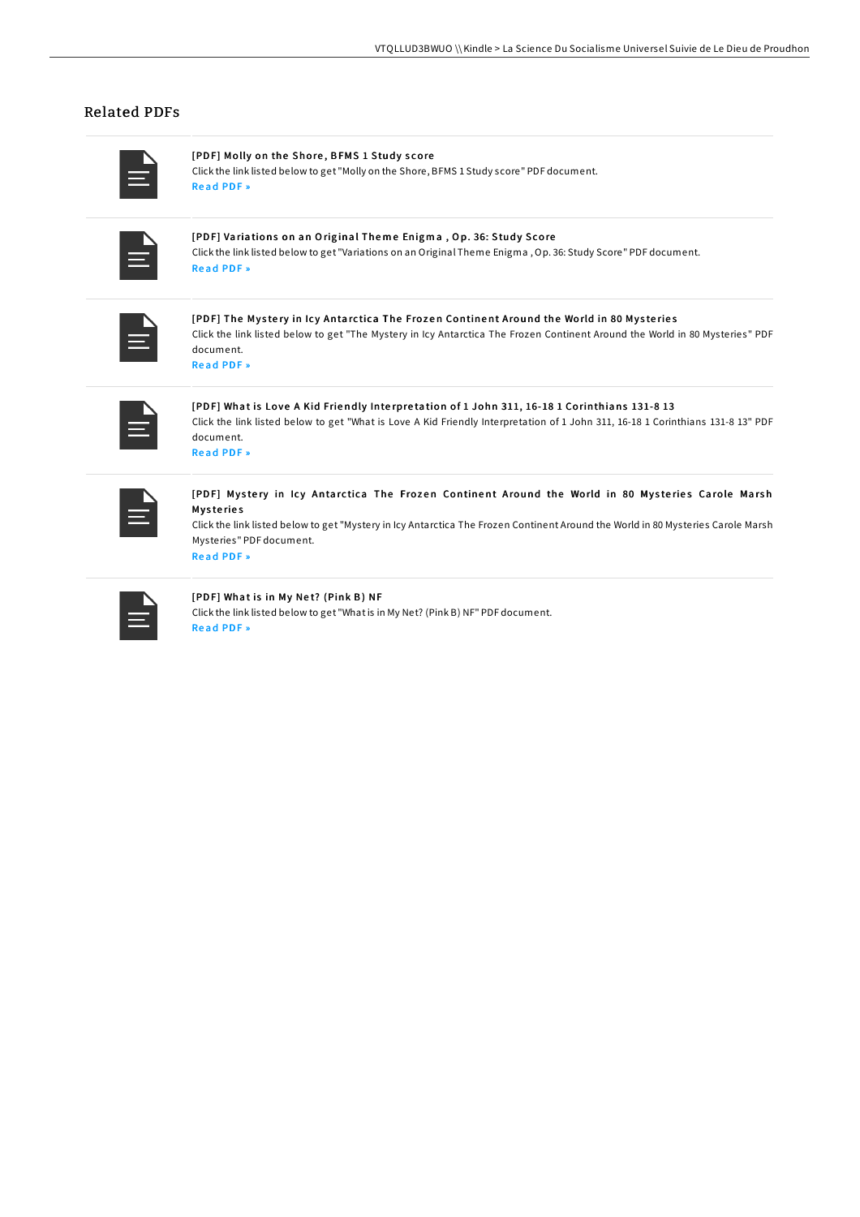## Related PDFs

**[PDF] Molly on the Shore, BFMS 1 Study score**

Click the link listed below to get "Molly on the Shore, BFMS 1 Study score" PDF document.

Read PDF »

**[PDF] Variations on an Original Theme Enigma , Op. 36: Study Score**

Click the link listed below to get "Variations on an Original Theme Enigma , Op. 36: Study Score" PDF document.

Read PDF »

**[PDF] The Mystery in Icy Antarctica The Frozen Continent Around the World in 80 Mysteries**

Click the link listed below to get "The Mystery in Icy Antarctica The Frozen Continent Around the World in 80 Mysteries" PDF document.

Read PDF »

**[PDF] What is Love A Kid Friendly Interpretation of 1 John 311, 16-18 1 Corinthians 131-8 13**

Click the link listed below to get "What is Love A Kid Friendly Interpretation of 1 John 311, 16-18 1 Corinthians 131-8 13" PDF document.

Read PDF »

**[PDF] Mystery in Icy Antarctica The Frozen Continent Around the World in 80 Mysteries Carole Marsh Mysteries**

Click the link listed below to get "Mystery in Icy Antarctica The Frozen Continent Around the World in 80 Mysteries Carole Marsh Mysteries" PDF document.

Read PDF »

**[PDF] What is in My Net? (Pink B) NF**

Click the link listed below to get "What is in My Net? (Pink B) NF" PDF document.

Read PDF »